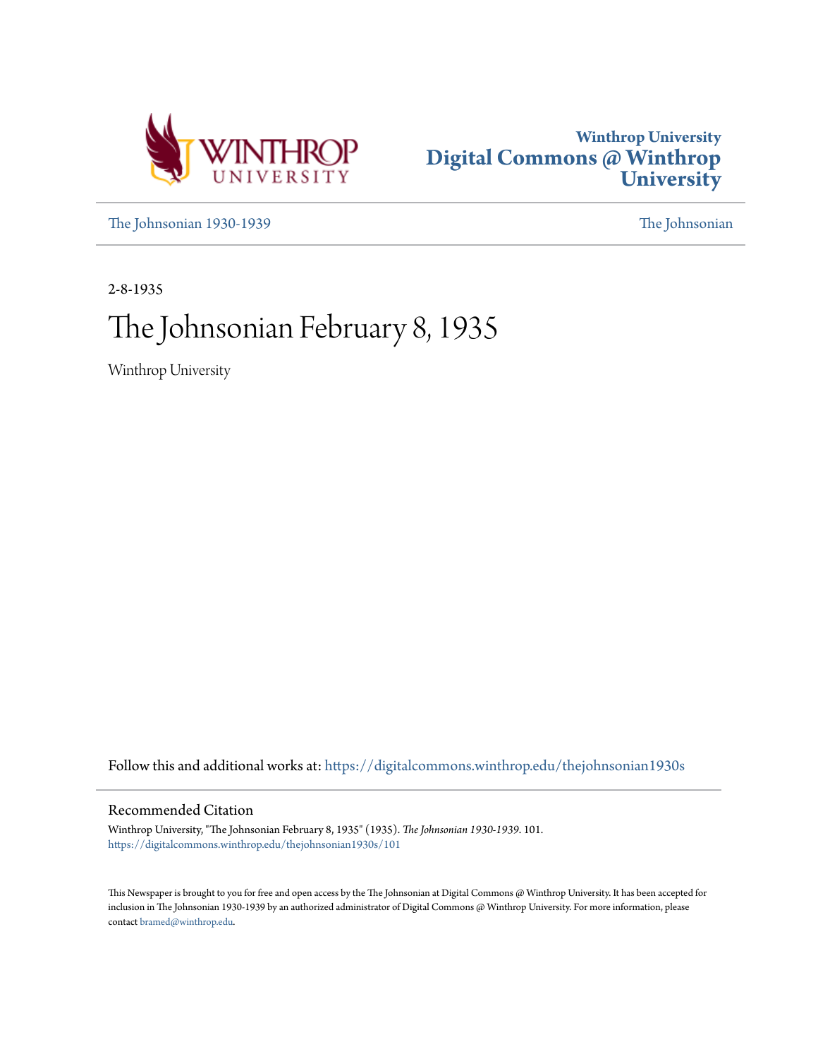Winthrop University
Digital Commons @ Winthrop University

The Johnsonian 1930-1939

The Johnsonian

2-8-1935

# The Johnsonian February 8, 1935

Winthrop University

Follow this and additional works at: https://digitalcommons.winthrop.edu/thejohnsonian1930s

## Recommended Citation

Winthrop University, "The Johnsonian February 8, 1935" (1935). *The Johnsonian 1930-1939*. 101.
https://digitalcommons.winthrop.edu/thejohnsonian1930s/101

This Newspaper is brought to you for free and open access by the The Johnsonian at Digital Commons @ Winthrop University. It has been accepted for inclusion in The Johnsonian 1930-1939 by an authorized administrator of Digital Commons @ Winthrop University. For more information, please contact bramed@winthrop.edu.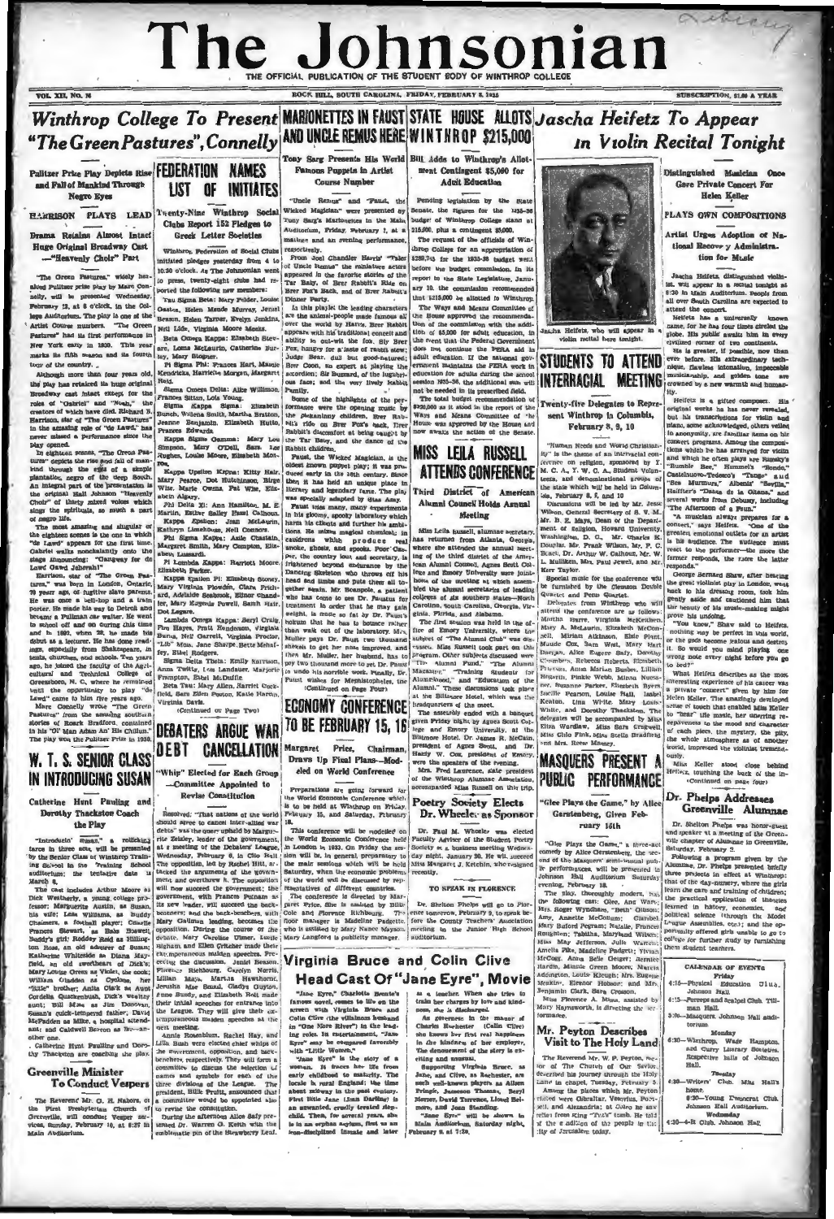# The Johnsonian

THE OFFICIAL PUBLICATION OF THE STUDENT BODY OF WINTHROP COLLEGE

VOL. XII, NO. 16 — ROCK HILL, SOUTH CAROLINA, FRIDAY, FEBRUARY 8, 1935 — SUBSCRIPTION, $1.00 A YEAR

## Winthrop College To Present "The Green Pastures", Connelly

### Pulitzer Prize Play Depicts Rise and Fall of Mankind Through Negro Eyes

### HARRISON PLAYS LEAD

### Drama Retains Almost Intact Huge Original Broadway Cast —"Heavenly Choir" Part

"The Green Pastures," widely heralded Pulitzer prize play by Marc Connelly, will be presented Wednesday, February 13, at 8 o'clock, in the College Auditorium. The play is one of the Artist Course numbers. "The Green Pastures" had its first performance in New York early in 1930. This year marks its fifth season and its fourth tour of the country.

Although more than four years old, the play has retained its huge original Broadway cast intact except for the roles of "Gabriel" and "Noah," the creators of which have died. Richard B. Harrison, star of "The Green Pastures" in the amazing role of "de Lawd," has never missed a performance since the play opened.

In eighteen scenes, "The Green Pastures" depicts the rise and fall of mankind through the eyes of a simple plantation, negro of the deep South. An integral part of the presentation is the original Hall Johnson "Heavenly Choir" of thirty mixed voices which sings the spirituals, so much a part of negro life.

The most amazing and singular of the eighteen scenes is the one in which "de Lawd" appears for the first time. Gabriel walks nonchalantly onto the stage announcing: "Gangway for de Lawd God Jehovah!"

Harrison, star of "The Green Pastures," was born in London, Ontario, 70 years ago, of fugitive slave parents. He was once a bell-hop and a train porter. He made his way to Detroit and became a Pullman car waiter. He went to school off and on during this time and in 1892, when 28, he made his debut as a lecturer. He has done readings, especially from Shakespeare, in tents, churches, and schools. Two years ago, he joined the faculty of the Agricultural and Technical College of Greensboro, N. C., where he remained until the opportunity to play "de Lawd" came to him five years ago.

Marc Connelly wrote "The Green Pastures" from the amusing southern stories of Roark Bradford, contained in his "Ol' Man Adam An' His Chillun." The play won the Pulitzer Prize in 1930.

## FEDERATION NAMES LIST OF INITIATES

### Twenty-Nine Winthrop Social Clubs Report 152 Pledges to Greek Letter Societies

Winthrop Federation of Social Clubs initiated pledges yesterday from 4 to 10:30 o'clock. As The Johnsonian went to press, twenty-eight clubs had reported the following new members:

Tau Sigma Beta: Mary Folder, Louise Gaston, Helen Maude Murray, Jenell Brown, Helen Tarner, Evelyn Jenkins, Nell Lide, Virginia Moore Meeks.

Beta Omega Kappa: Elizabeth Etheredge, Lona McLaurin, Catherine Burley, Mary Stogner.

Pi Sigma Phi: Frances Hart, Mamie Kendrick, Harriette Morgan, Margaret Reid.

Sigma Omega Delta: Alice Williams, Frances Sitton, Lois Young.

Sigma Kappa Sigma: Elizabeth Bunch, Wilena Smith, Martha Bratton, Jeanne Benjamin, Elizabeth Hutto, Frances Edwards.

Kappa Sigma Gamma: Mary Lou Simpson, Mary O'Dell, Sara Lee Hughes, Louise Moore, Elizabeth Motte.

Kappa Upsilon Kappa: Kitty Hair, Mary Pearce, Dot Hutchinson, Birge Wise, Marie Owens, Pat Wise, Elizabeth Algary.

Phi Delta Xi: Ann Hamilton, M. E. Martin, Esther Bailey, Hazel Calhoun.

Kappa Epsilon: Jean McLaurin, Kathryn Limehouse, Nell Connors.

Phi Sigma Kappa: Azile Chastain, Margaret Smith, Mary Compton, Elizabeth Lassiter.

Pi Lambda Kappa: Harriott Moore, Elizabeth Parker.

Kappa Epsilon Pi: Elizabeth Stoney, Mary Virginia Plowden, Clara Pritchard, Adelaide Seabrook, Elinor Chandler, Mary Eugenia Powell, Sarah Hair, Dot Legare.

Lambda Omega Kappa: Beryl Craig, Flo Hayes, Pratt Henderson, Virginia Burns, Nell Carroll, Virginia Proctor, "Lib" Moo, Jane Sharpe, Bette McHaffey, Ethel Rodgers.

Sigma Delta Theta: Emily Harrison, Anna Twitty, Iva Landaker, Marjorie Frampton, Ethel McDuffie.

Beta Tau: Mary Allen, Harriet Cockfield, Sara Ellen Paxton, Katie Haron, Virginia Davis.

(Continued on Page Two)

## W. T. S. SENIOR CLASS IN INTRODUCING SUSAN

### Catherine Hunt Paulling and Dorothy Thackston Coach the Play

"Introducin' Susan," a rollicking farce in three acts, will be presented by the Senior Class of Winthrop Training School in the Training School auditorium; the tentative date is March 8.

The cast includes Arthur Moore as Dick Wetherby, a young college professor; Marguerite Austin, as Susan, his wife; Lena Williams, as buddy Chalmers, a football player; Camille Frances Stewart, as Babs Boswell, Buddy's girl; Rodney Reid as Hillington Ross, an old admirer of Susan; Katherine Whiteside as Diana Mayfield, an old sweetheart of Dick's; Mary Louise Green as Violet, the cook; William Gladden as Cyclone, her "little" brother; Anita Clark as Aunt Cordelia Quackenbush, Dick's wealthy aunt; Bill Mass as Jim Donovan, Susan's quick-tempered father; David McFadden as Mike, a hospital attendant; and Caldwell Berron as Bernard other one.

Catherine Hunt Paulling and Dorothy Thackston are coaching the play.

## Greenville Minister To Conduct Vespers

The Reverend Mr. O. H. Nabors, of the First Presbyterian Church of Greenville, will conduct Vesper services, Sunday, February 10, at 6:30 in Main Auditorium.

## MARIONETTES IN FAUST AND UNCLE REMUS HERE

### Tony Sarg Presents His World Famous Puppets in Artist Course Number

"Uncle Remus" and "Faust, the Wicked Magician" were presented by Tony Sarg's Marionettes in the Main Auditorium, Friday, February 1, at a matinee and an evening performance, respectively.

From Joel Chandler Harris' "Tales of Uncle Remus" the miniature actors appeared in the favorite stories of the Tar Baby, of Brer Rabbit's Ride on Brer Fox's Back, and of Brer Rabbit's Dinner Party.

In this playlet the leading characters are the animal-people made famous all over the world by Harris. Brer Rabbit appears with his traditional conceit and ability to out-wit the fox. Sly Brer Fox, hungry for a rabbit stew; the Judge Bear, dull but good-natured; Brer Coon, an expert at playing the accordion; Sis Buzzard, of the lugubrious face; and the very lively Rabbit Family.

Some of the highlights of the performance were the opening music by the pickaninny children, Brer Rabbit's ride on Brer Fox's back, Brer Rabbit's discomfort at being caught by the Tar Baby, and the dance of the Rabbit children.

Faust, the Wicked Magician, is the oldest known puppet play; it was produced early in the 16th century. Since then it has held an unique place in literary and legendary fame. The play was specially adapted by Ann Anz.

Faust tries many, many experiments in his gloomy, spooky laboratory which harm his clients and further his ambitions. He mixes magical chemicals in cauldrons which produce real smoke, ghosts, and spooks. Poor Casper, the county lout and secretary, is frightened beyond endurance by the Dancing Skeleton who throws off his head and limbs and puts them all together again. Mr. Bumpole, a patient who has come to see Dr. Faustus for treatment in order that he may gain weight, is made so fat by Dr. Faust's hokum that he has to balance rather than walk out of the laboratory. Mrs. Muller pays Dr. Faust two thousand shekels to get her nose improved, and then Mr. Muller, her husband, has to pay two thousand more to get Dr. Faust to undo his horrible work. Finally, Dr. Faust wishes for Mephistopheles, the

(Continued on Page Four)

## ECONOMY CONFERENCE TO BE FEBRUARY 15, 16

### Margaret Price, Chairman, Draws Up Final Plans—Modeled on World Conference

Preparations are going forward for the World Economic Conference which is to be held at Winthrop on Friday, February 15, and Saturday, February 16.

This conference will be modeled on the World Economic Conference held in London in 1933. On Friday the session will be in general preparatory to the main meetings which will be held Saturday, when the economic problems of the world will be discussed by representatives of different countries.

The conference is directed by Margaret Price. She is assisted by Billie Cole and Florence Richbourg. The floor manager is Madeline Padgett, who is assisted by Mary Nancy Mayson. Mary Langford is publicity manager.

## DEBATERS ARGUE WAR DEBT CANCELLATION

### "Whip" Elected for Each Group —Committee Appointed to Revise Constitution

Resolved: "That nations of the world should agree to cancel inter-allied war debts" was the query upheld by Marguerite Zeisley, leader of the government, at a meeting of the Debaters' League, Wednesday, February 6, in Clio Hall. The opposition, led by Rachel Hill, attacked the arguments of the government and overthrew it. The opposition will now succeed the government; the back-benchers, with Frances Putnam as its new leader, will succeed the back-benchers; and the back-benchers, with Mary Gallman leading, becomes the opposition. During the course of the debate, Mary Caroline Ulmer, Lucile Bigham, and Ellen Crilcher made their extemporaneous maiden speeches. Preceding the discussion, Jeniel Benson, Florence Richbourg, Carolyn Norris, Lillian Mays, Martha Hawthorne, Jewelle Mae Bound, Gladys Gignac, Anne Bundy, and Elizabeth Bell made their initial speeches for entrance into the League. They will give their extemporaneous maiden speeches at the next meeting.

Annie Rosenblum, Rachel Hay, and Lillie Bush were elected chief whips of the government, opposition, and back-benchers, respectively. They will form a committee to discuss the selection of names and symbols for each of the three divisions of the League. The president, Billie Pruitt, announced that a committee would be appointed also to revise the constitution.

During the afternoon Alice Sally presented Dr. Warren G. Keith with the emblematic pin of the Strawberry Leaf.

## STATE HOUSE ALLOTS WINTHROP $215,000

### Bill Adds to Winthrop's Allotment Contingent $5,000 for Adult Education

Pending legislation by the State Senate, the figures for the 1935-36 budget of Winthrop College stand at $215,000, plus a contingent $5,000.

The request of the officials of Winthrop College for an appropriation of $289,745 for the 1935-36 budget went before the budget commission. In its report to the State Legislature, January 10, the commission recommended that $215,000 be allotted to Winthrop.

The Ways and Means Committee of the House approved the recommendation of the commission with the addition of $5,000 for adult education, in the event that the Federal Government does not continue the FERA aid in adult education. If the national government maintains the FERA work in education for adults during the school session 1935-36, the additional sum will not be needed in the prescribed field.

The total budget recommendation of $215,000 as it stood in the report of the Ways and Means Committee of the House was approved by the House and now awaits the action of the Senate.

## MISS LEILA RUSSELL ATTENDS CONFERENCE

### Third District of American Alumni Council Holds Annual Meeting

Miss Leila Russell, alumnae secretary, has returned from Atlanta, Georgia, where she attended the annual meeting of the third district of the American Alumni Council. Agnes Scott College and Emory University were joint hosts of the meeting at which assembled the alumni secretaries of leading colleges of six southern states—North Carolina, South Carolina, Georgia, Virginia, Florida, and Alabama.

The first session was held in the office of Emory University, where the subject of "The Alumni Club" was discussed. Miss Russell took part on this program. Other subjects discussed were "The Alumni Fund," "The Alumni Magazine," "Training Students for Alumnihood," "Education of the Alumni." These discussions took place at the Biltmore Hotel, which was the headquarters of the meet.

The assembly ended with a banquet given Friday night by Agnes Scott College and Emory University at the Biltmore Hotel. Dr. James R. McCain, president of Agnes Scott, and Dr. Harvy W. Cox, president of Emory, were the speakers of the evening.

Mrs. Fred Lawrence, state president of the Winthrop Alumnae Association, accompanied Miss Russell on this trip.

## Poetry Society Elects Dr. Wheeler as Sponsor

Dr. Paul M. Wheeler was elected Faculty Adviser of the Student Poetry Society at a business meeting Wednesday night, January 30. He will succeed Miss Margaret J. Ketchin, who resigned recently.

### TO SPEAK IN FLORENCE

Dr. Shelton Phelps will go to Florence tomorrow, February 9, to speak before the County Teachers' Association meeting in the Junior High School auditorium.

## Virginia Bruce and Colin Clive Head Cast Of "Jane Eyre", Movie

"Jane Eyre," Charlotte Bronte's famous novel, comes to life on the screen with Virginia Bruce and Colin Clive (the villainous husband in "One More River") in the leading roles. In entertainment, "Jane Eyre" may be compared favorably with "Little Women."

"Jane Eyre" is the story of a woman. It traces her life from early childhood to maturity. The locale is rural England; the time about midway in the past century. First little Jane (Jean Darling) is an unwanted, cruelly treated stepchild. Then, for several years, she is in an orphan asylum, first as an iron-disciplined inmate and later as a teacher. When she tries to train her charges by love and kindness, she is discharged.

As governess in the manor of Charles Rochester (Colin Clive) she knows her first real happiness in the kindness of her employer. The denouement of the story is exciting and unusual.

Supporting Virginia Bruce, as Jane, and Clive, as Rochester, are such well-known players as Aileen Pringle, Jameson Thomas, Beryl Mercer, David Torrence, Lionel Belmore, and Joan Standing.

"Jane Eyre" will be shown in Main Auditorium, Saturday night, February 9, at 7:30.

## Jascha Heifetz To Appear In Violin Recital Tonight

Jascha Heifetz, who will appear in a violin recital here tonight.

### Distinguished Musician Once Gave Private Concert For Helen Keller

### PLAYS OWN COMPOSITIONS

### Artist Urges Adoption of National Recovery Administration for Music

Jascha Heifetz, distinguished violinist, will appear in a recital tonight at 8:30 in Main Auditorium. People from all over South Carolina are expected to attend the concert.

Heifetz has a universally known name, for he has four times circled the globe. His public awaits him in every civilized corner of five continents.

He is greater, if possible, now than ever before. His extraordinary technique, flawless intonation, impeccable musicianship, and golden tone are crowned by a new warmth and humanity.

Heifetz is a gifted composer. His original works he has never revealed, but his transcriptions for violin and piano, some acknowledged, others veiled in anonymity, are familiar items on his concert programs. Among the compositions which he has arranged for violin and which he often plays are Rimsky's "Bumble Bee," Hummel's "Rondo," Castelnuovo-Tedesco's "Tango" and "Sea Murmurs," Albeniz' "Sevilla," Halffter's "Danza de la Gitana," and several works from Debussy, including "The Afternoon of a Faun."

"A musician always prepares for a concert," says Heifetz. "One of the greatest emotional outlets for an artist is his audience. The audience must react to the performer—the more the former responds, the more the latter responds."

George Bernard Shaw, after hearing the great violinist play in London, went back to his dressing room, took him gently aside and cautioned him that the beauty of his music-making might prove his undoing.

"You know," Shaw said to Heifetz, "nothing may be perfect in this world, or the gods become jealous and destroy it. So would you mind playing one wrong note every night before you go to bed?"

What Heifetz describes as the most interesting experience of his career was a private "concert" given by him for Helen Keller. The amazingly developed sense of touch that enabled Miss Keller to "hear" the music, her uncanny receptiveness to the mood and character of each piece, the mystery, the pity, the whole atmosphere as of another world, impressed the violinist tremendously.

Miss Keller stood close behind Heifetz, touching the back of the in-

(Continued on page four)

## STUDENTS TO ATTEND INTERRACIAL MEETING

### Twenty-five Delegates to Represent Winthrop in Columbia, February 8, 9, 10

"Human Needs and World Christianity" is the theme of an interracial conference on religion, sponsored by Y. M. C. A., Y. W. C. A., Student Volunteers, and denominational groups of the state which will be held in Columbia, February 8, 9, and 10.

Discussions will be led by Mr. Jesse Wilson, General Secretary of S. V. M.; Mr. B. E. Mays, Dean of the Department of Religion, Howard University, Washington, D. C.; Mr. Charles K. Douglas, Mr. Frank Wilson, Mr. F. C. Beach, Dr. Arthur W. Calhoun, Mr. W. L. Mulliken, Mrs. Paul Jewel, and Mr. Kerr Taylor.

Special music for the conference will be furnished by the Clemson Double Quartet and Penn Quartet.

Delegates from Winthrop who will attend the conference are as follows: Martha Burre, Virginia McKeithen, Mary A. McLaurin, Elizabeth McConnell, Miriam Atkinson, Elsie Dunn, Maude Cox, Sam West, Mary Hart Darnes, Alice Eugene Baly, Dorothy Chambers, Rebecca Roberts, Elizabeth Pierson, Anna Marian Busbee, Lillian Hogarth, Pinkie Webb, Minna Nusener, Suzanne Parker, Elizabeth Byers, Jackie Pearson, Louise Rall, Isabel Kenlon, Una White, Mary Louise White, and Dorothy Thackston. The delegates will be accompanied by Miss Etta Wardlaw, Miss Sara Gragsey, Miss Clio Fink, Miss Stella Bradford, and Mrs. Rosa Massey.

## MASQUERS PRESENT A PUBLIC PERFORMANCE

### "Glee Plays the Game," by Alice Gerstenberg, Given February 16th

"Glee Plays the Game," a three-act comedy by Alice Gerstenberg, the second of the Masquers' semi-annual public performances, will be presented in Johnson Hall Auditorium Saturday evening, February 16.

The play, thoroughly modern, has the following cast: Glee, Ann Ware; Mrs. Roger Wyndham, "Beth" Gibson; Amy, Annette McCollum; Clarissa, Mary Buford Pegram; Natalie, Frances Broughton; Tabitha, Maryland Wilson; Miss May Jefferson, Julia Warren; Amelia Pike, Madeline Padgett; Vivian McCord, Anna Belle Geiger; Bernice Hardin, Minnie Green Moore; Marcia Addington, Louise Keough; Mrs. Eugenia Meakin, Eleanor Hobson; and Mrs. Benjamin Clark, Sara Croson.

Miss Florence A. Minns, assisted by Mary Haynsworth, is directing the performance.

## Dr. Phelps Addresses Greenville Alumnae

Dr. Shelton Phelps was honor-guest and speaker at a meeting of the Greenville chapter of Alumnae in Greenville, Saturday, February 2.

Following a program given by the Alumnae, Dr. Phelps presented briefly three projects in effect at Winthrop: that of the day-nursery, where the girls learn the care and training of children; the practical application of theories learned in history, economics, and political science through the Model League Assemblies, etc.; and the opportunity offered girls unable to go to college for further study by furnishing them student teachers.

## Mr. Peyton Describes Visit to The Holy Land

The Reverend Mr. W. P. Peyton, rector of The Church of Our Savior, described his journey through the Holy Land in chapel, Tuesday, February 5. Among the places which Mr. Peyton visited were Gibraltar, Vesuvius, Pompeii, and Alexandria; at Cairo he saw relics from King "Tut's" tomb. He told of the condition of the people in the city of Jerusalem today.

### CALENDAR OF EVENTS

**Friday**

4:15—Physical Education Club, Johnson Hall.

4:15—Forceps and Scalpel Club, Tillman Hall.

3:30—Masquers, Johnson Hall auditorium.

**Monday**

6:30—Winthrop, Wade Hampton, and Curry Literary Societies. Respective halls of Johnson Hall.

**Tuesday**

4:30—Writers' Club, Miss Hall's home.

6:30—Young Democrat Club, Johnson Hall Auditorium.

**Wednesday**

4:30—4-H Club, Johnson Hall.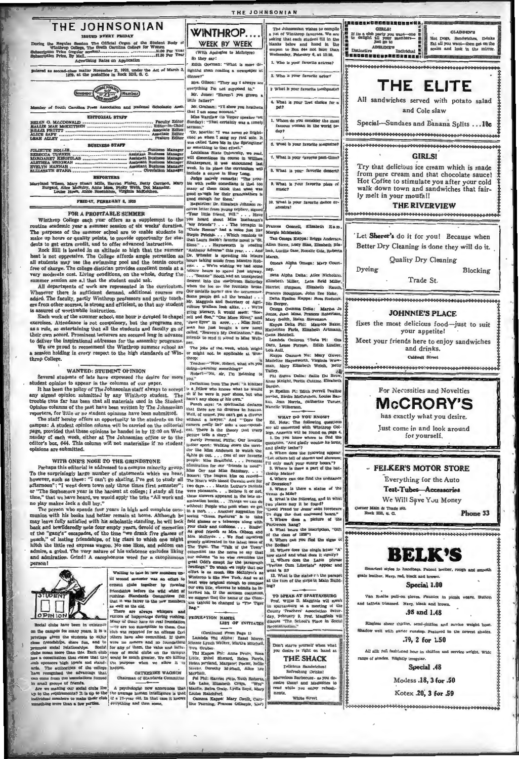# THE JOHNSONIAN

ISSUED EVERY FRIDAY

During the Regular Session The Official Organ of the Student Body of Winthrop College, The South Carolina College for Women

Subscription Price (regular session) ........................................ $1.00 Per Year
Subscription Price, By Mail ........................................ $1.50 Per Year

Advertising Rates on Application

Entered as second-class matter November 21, 1923, under the Act of March 3, 1879, at the postoffice in Rock Hill, S. C.

Member of South Carolina Press Association and National Scholastic Assn.

### EDITORIAL STAFF

HELEN G. MACDONALD ........................................ Faculty Editor
HALLIE MAE McKEITHEN ........................................ Editor-in-Chief
BILLIE PRUITT ........................................ Associate Editor
ALICE SAFY ........................................ Associate Editor
LEAH ALLEY ........................................ Feature Editor

### BUSINESS STAFF

JULIETTE HOLLIS ........................................ Business Manager
REBECCA TURNER ........................................ Assistant Business Manager
MARGARET KERHULAS ........................................ Assistant Business Manager
ALETHEA WRIGHAM ........................................ Assistant Business Manager
EVELYN HANNAH ........................................ Assistant Business Manager
ELIZABETH STARR ........................................ Circulation Manager

### REPORTERS

Maryland Wilson, Mary Stuart Mills, Harriet Finley, Betty Carrison, Mary Burgard, Alice McNairy, Anna Moss, Pinky Webb, Dot Manning, Louise Howe, Annie Rosenblum, Virginia McKeithen.

FRIDAY, FEBRUARY 8, 1935

## FOR A PROFITABLE SUMMER

Winthrop College each year offers as a supplement to the routine academic year a summer session of six weeks' duration. The purposes of the summer school are to enable students to make up hours or quality points, to provide opportunity for students to get extra credit, and to offer advanced instruction.

Rock Hill is located in an altitude so high that the summer heat is not oppressive. The College affords ample recreation as all students may use the swimming pool and the tennis courts free of charge. The College dietician provides excellent meals at a very moderate cost. Living conditions, on the whole, during the summer session are all that the student could ask.

All departments of work are represented in the curriculum. Whenever there is sufficient demand, additional courses are added. The faculty, partly Winthrop professors and partly teachers from other sources, is strong and efficient, so that any student is assured of worthwhile instruction.

Each week of the summer school, one hour is devoted to chapel exercises. Attendance is not compulsory, but the programs are, as a rule, so entertaining that all the students and faculty go of their own accord. Prominent lecturers are secured long in advance to deliver the inspirational addresses for the assembly programs.

We are proud to recommend the Winthrop summer school as a session holding in every respect to the high standards of Winthrop College.

## WANTED: STUDENT OPINION

Several students of late have expressed the desire for more student opinion to appear in the columns of our paper.

It has been the policy of The Johnsonian staff always to accept any signed opinion submitted by any Winthrop student. The trouble thus far has been that all materials used in the Student Opinion columns of the past have been written by The Johnsonian reporters, for little or no student opinions have been submitted.

The staff hereby offers an opportunity to the students on the campus: A student opinion column will be carried on the editorial page, provided that these opinions be handed in by 12:30 on Wednesday of each week, either at The Johnsonian office or to the editor's box, 644. This column will not materialize if no student opinions are submitted.

## WITH ONE'S NOSE TO THE GRINDSTONE

Perhaps this editorial is addressed to a campus minority group. To the surprisingly large number of statements which we hear, however, such as these: "I can't go skating, I've got to study all afternoon"; "I went down town only three times first semester"; or "The Sophomore year is the hardest at college; I study all the time," that we have heard, we would apply the trite "All work and no play makes Jack a dull boy."

The person who spends four years in high and complete communion with his books had better remain at home. Although he may leave fully satisfied with his scholastic standing, he will look back and bewilderedly note four empty years, devoid of memories of the "gang's" escapades, of the time "we drank five glasses of punch," of lasting friendships, of big stars to which one might hitch the little red express wagon. No one likes, and seldom can admire, a grind. The very nature of his existence excludes liking and admiration. Grind! A cacophonous word for a cacophonous person!

STUDENT OPINION

Social clubs have been in existence on the campus for many years. It is a privilege given the students to enjoy close friendships, share fun, and to promote social relationships. Social clubs mean more than this. Each club has a constitution that states that the club sponsors high ideals and standards. The authorities of the college have recognized the advantage that can come from the associations formed in small groups of friends.

Are we making our social clubs live up to the requirements? It is up to the individual members to make their club something more than a few parties.

Waiting to take in new members until second semester was an effort to cement clubs together by forming friendships before the wild whirl of rushing. Standards Committee felt that it was fairer to the new members as well as the old.

There are always whispers and rumors of happenings during rushing. Many of these have no real foundation—we are too susceptible to them. One club was reported for an offense that others have also committed. If there were no rumors and no foundations for any of them, the value and influence of social clubs on the campus would be much greater. We are killing the purpose when we allow it to happen.

CATHERINE WAGNON
Chairman of Standards Committee

A psychologist now announces that the average human intelligence is that of a 17-year old. In that case it knows everything and then some.

## WINTHROP.... WEEK BY WEEK

(With Apologies to McIntyre)

So they say:

Edith Gorman: "What is more delightful than reading a newspaper at dinner?"

Mrs. Gibson: "They say I always see everything I'm not supposed to."

Mr. Jones: "Haven't you grown a little fatter?"

Mr. Graham: "I'll show you heathens that I am some account."

Miss Wardlaw (to Vesper speaker "at Sunday): "That certainly was a timely sermon."

"Dr. Martin: "I was never so frightened as when I sang my first solo. It was called 'Love Me in the Springtime' or something to that effect."

Louisiana State University, we read, will discontinue its course in William Shakespeare, it was announced last week. In its place the curriculum will include a course in Huey Long.

Judge naively remarks: "The trouble with radio comedians is that too many of them think that what was good enough for their grandfathers is good enough for them."

Regalities: Dr. Elizabeth Johnson receives letter from young nephew, signed "Your little friend, Bill." . . . Have you heard about Miss Buchanan's "boy friends"? . . . The terrapin in "Uncle Remus" had a voice just like Stepin Fetchit. . . . Which reminds us that Laura Babb's favorite novel is "St. Elmo." . . . Haynsworth is reading "Anthony Adverse" this year. . . . And Dr. Wheeler is spending his leisure hours taking music from Maestro Roberts. . . . We're wishing we had some leisure hours to spend just anyway. . . . "Bootsie" Booth had an unexpected descent into the maelstrom Saturday when the ice on the fountain broke. Our amiable bursar saw the occurrence. Some people get all the breaks! . . . Mr. Maggiola and Secretary of Agriculture Wallace look alike. . . . We're going literary. It would seem: "Sorrell and Son," "One More River," and "Jane Eyre" in a row. . . . Miss Hoffman has just bought a new novel called, "Heaven's My Destination." She intends to read it aloud to Miss Weller.

The joke of the week, which might or might not be applicable at Winthrop:

Teacher—"Now, Robert, what are you doing—learning something?"

Robert—"No, sir, I'm listening to you."

Definition from The Post: "A kibitzer is a fellow who knows what he would do if he were in your shoes, but who hasn't any shoes of his own."

Punch says: "A spiritualist declares that there are no divorces in heaven. Well, of course, you can't get a divorce without a lawyer." And "'Does the camera really lie?' asks a correspondent. There is the theory that every picture tells a story."

Purely Personal Piffle: Our favorite indoor sport: Walking down the corridor like Miss Anderson to watch the lights go out. . . . One of our favorite people: Miss Bradfield. . . . Personal nomination for our "friends in need": Miss Orr and Miss Sansbury. . . . Bosarr: The longest kiss on record—The Rose's wife kissed Oswald once for two days. . . . Martin Luther's parents were pheasants. . . . Believe it or not, these answers appeared in the late examination books. . . . Things we can do without: People who push when we get in a mob. . . . Another suggestion for some "Green Pastures" is to take field glasses or a telescope along with your chair and cushions. . . . Simile: As good friends as Mrs. Gibson and Mrs. McBryde. . . . We find ourselves grossly mistreated in the latest issue of The Tiger. The "Talk of the Town" columnist has the nerve to say that our column "is no wise resembles the great Odd's except for the paragraph headings." To which we reply that our effort is as much like McIntyre's as Winthrop is like New York. And we at least were original enough to compose our own title, whereas he admits he inherited his. If the sarcasm continues, we suggest that the name of the Clemson tabloid be changed to "The Tiger Rag."

## FEDERATION NAMES LIST OF INITIATES

(Continued From Page 1)

Lambda Phi Alpha: Ezzel Moore, Minnie Lynch Walker, Martha Mitchell, Vera Gruber.

Phi Kappa Phi: Anne Pruitt, Rose Little, Ethel Shirard, Helen Parris, Helen Ireland, Margaret Peeler, Nellie Meeks, Dorothy Mitchell, Alice Lee Merritt.

Psi Phi: Harriet Pitts, Ruth Roberts, Lib Lake, Elizabeth Crum, "Wee" Moore, Selma Craig, Lydia Boyd, Mary Louise Ratchford.

Gamma Kappa: Mary Caulk, Caroline Farming, Frances Gillespie, Mary

The Johnsonian wishes to compile a list of Winthrop favorites. We are asking that each student fill in the blanks below and hand in the coupon to Box 644 not later than Wednesday, February 8, at 12:30.

1. Who is your favorite actress?
2. Who is your favorite actor?
3. What is your favorite toothpaste?
4. What is your first choice for a pet?
5. Whom do you consider the most famous woman in the world today?
6. What is your favorite magazine?
7. What is your favorite pastime?
8. What is your favorite dessert?
9. What is your favorite piece of music?
10. What is your favorite dance orchestra?

Frances Gosnell, Elizabeth Ham, Margie McMeekin.

Tau Omega Kappa: Briggs Anderson, Allen Stone, Lucy Sims, Elizabeth Blalock, Lucille Case, Rosalie Cole, Roberta Marsh.

Omega Alpha Omega: Mary Courtney.

Beta Alpha Delta: Alice Nicholson, Elizabeth Miller, Leta Reid Miller, Harriet Simpson, Elizabeth Rauch, Frances Roughton, John Dee Hoke.

Delta Epsilon Kappa: Ross Rudnick, Ida Berger.

Omega Gamma Delta: Martha Jo Jones, Jean Moss, Frances Robertson, Mary Smith, Helen Stevenson.

Kappa Delta Phi: Maurice Baker, Katherine Faris, Elizabeth Arimann, Gena Hatchell.

Lambda Omicron Delta Pi: Ora Dora, Lease Forrest, Edith Lindler, Lois Ault.

Kappa Gamma Nu: Mary Glover, Madeline Haynsworth, Virginia Workman, Mary Elizabeth Welch, Betty Talley.

Phi Sigma Delta: Sallie Du Brow, Anne Knight, Portia Cutting, Elizabeth Bardin.

Pi Epsilon Pi: Edith Ferrell Pauline Nevlett, Birdie McCutchen, Louise Baxkin, Jean Morris, Catherine Turner, Nanelle Wilkerson.

## WHAT DO YOU KNOW?

Ed. Note: The following questions are all concerned with Winthrop College. Answers will be found on page 4.

1. Do you know where to find the quotation, "And gladly would he lerne, and gladly teche"?
2. Where does the following appear: "Let others tell of storms and showers; I'll only mark your sunny hours"?
3. Where is there a part of the battleship Maine?
4. Where can one find the ordinance of Secession?
5. Where is there a statue of the Venus de Milo?
6. What is the following, and in what two places may it be found? "Good Frend for Jesus' sake forebeare To digg the dust enclosed heare."
7. Where does a picture of the Parthenon hang?
8. What bears the inscription, "Gift of the class of 1928"?
9. Where can you find the signs of the Zodiac?
10. Where does the single letter "A" now stand and what does it signify?
11. Where does the Latin phrase "Veritas Cum Libertate" appear and what is it?
12. What is the statue on the parapet at the turn of the steps in Main Building?

## TO SPEAK AT SPARTANBURG

Prof. Willis D. Magginis will speak in Spartanburg at a meeting of the County Teachers' Association Saturday, February 9. Prof. Magginis will discuss "The School's Place in Social Reconstruction."

Don't starve yourself when what you desire is right on hand at

**THE SHACK**

Delicious Sandwiches!
Refreshing Drinks!
Marvelous Barbecues—as you desire them! and Magazines to read while you enjoy refreshments.

White Street

GIRLS! If its a club party you want—one to delight all your members—just go to ADELINE'S Distinctive Individual

GLADDEN'S Hot Dogs, Sandwiches, Drinks Eat all you want—then get on the scales and look in the mirror.

# THE ELITE

All sandwiches served with potato salad and Cole slaw

Special—Sundaes and Banana Splits . . . 10c

## GIRLS!

Try that delicious ice cream which is made from pure cream and that chocolate sauce! Hot Coffee to stimulate you after your cold walk down town and sandwiches that fairly melt in your mouth!!

**THE RIVERVIEW**

'Let **Sherer's** do it for you! Because when Better Dry Cleaning is done they will do it.

Quality Dry Cleaning

Dyeing Blocking

Trade St.

## JOHNNIE'S PLACE

fixes the most delicious food—just to suit your appetite!

Meet your friends here to enjoy sandwiches and drinks.

Caldwell Street

For Necessities and Novelties

# McCRORY'S

has exactly what you desire.

Just come in and look around for yourself.

## FELKER'S MOTOR STORE

Everything for the Auto

**Test-Tubes—Accessories**

We Will Save You Money

Corner Main & Trade Sts.
Rock Hill, S. C. Phone 33

# BELK'S

Smartest styles in handbags. Patent leather, rough and smooth grain leather. Navy, red, black and brown.

**Special 1.00**

Van Raalte pull-on gloves. Fauntex in picnic weave. Button and taffeta trimmed. Navy, black and brown.

**.98 and 1.48**

Ringless sheer chiffon, semi-chiffon and service weight hose. Shadow welt with garter runstop. Featured in the newest shades.

**.79, 2 for 1.50**

All silk full fashioned hose in chiffon and service weight. Wide range of shades. Slightly irregular.

**Special .48**

Modess .18, 3 for .50

Kotex .20, 3 for .59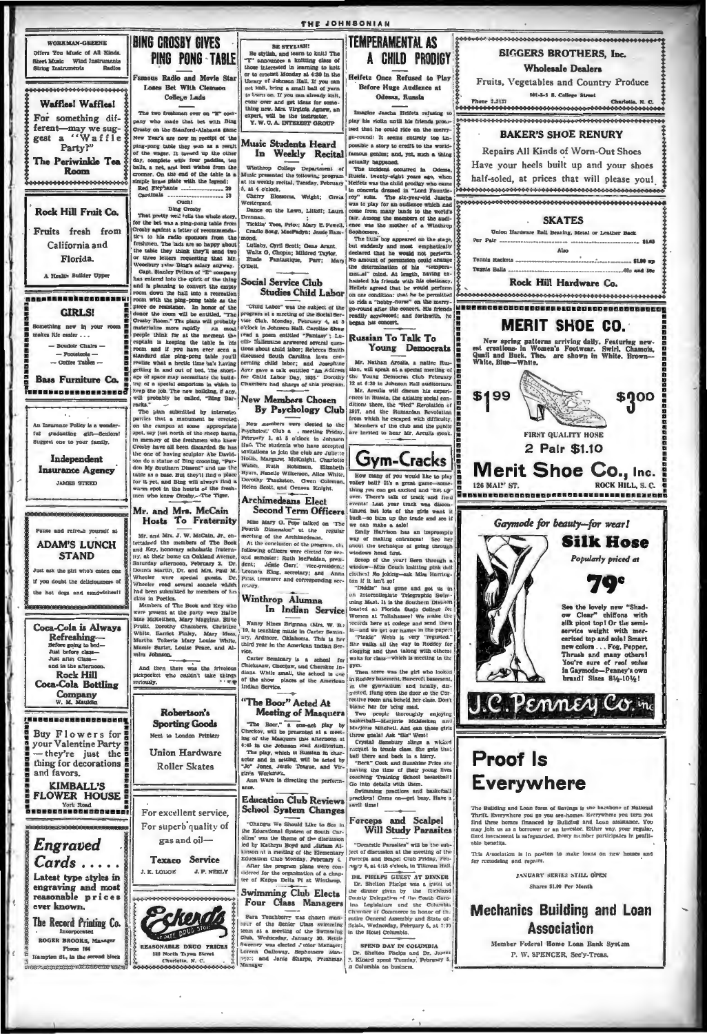**WORKMAN-GREENE**

Offers You Music of All Kinds. Sheet Music Wind Instruments String Instruments Radios

**Waffles! Waffles!**

For something different—may we suggest a "Waffle Party?"

**The Periwinkle Tea Room**

**Rock Hill Fruit Co.**

Fruits fresh from California and Florida.

A Health Builder Upper

**GIRLS!**

Something new in your room makes life easier . . .

— Boudoir Chairs —
— Footstools —
— Coffee Tables —

**Bass Furniture Co.**

An Insurance Policy is a wonderful graduating gift—Seniors! Suggest one to your family.

**Independent Insurance Agency**

JAMES STEED

Pause and refresh yourself at

**ADAM'S LUNCH STAND**

Just ask the girl who's eaten one if you doubt the deliciousness of the hot dogs and sandwiches!!

**Coca-Cola is Always Refreshing—**

Before going to bed—
Just before class—
Just after Class—
and in the afternoon.

**Rock Hill Coca-Cola Bottling Company**

W. M. Mauldin

Buy Flowers for your Valentine Party — they're just the thing for decorations and favors.

**KIMBALL'S FLOWER HOUSE**

York Road

***Engraved Cards . . . . .***

Latest type styles in engraving and most reasonable prices ever known.

**The Record Printing Co.**

Incorporated

ROGER BROOKS, Manager

Phone 164

Hampton St., in the second block

# BING CROSBY GIVES PING PONG TABLE

**Famous Radio and Movie Star Loses Bet With Clemson College Lads**

The two freshmen over on "E" company who made that bet with Bing Crosby on the Stanford-Alabama game New Year's are now in receipt of the ping-pong table they won as a result of the wager. It turned up the other day, complete with four paddles, ten balls, a net, and best wishes from the crooner. On the end of the table is a simple brass plate with the legend:

Red Elephants .................... 29
Cardinals ........................ 13

Ouch!
Bing Crosby

That pretty well tells the whole story, for the bet was a ping-pong table from Crosby against a letter of recommendation to his radio sponsors from the freshmen. The lads are so happy about the table they think they'll send two or three letters requesting that Mr. Woodbury raise Bing's salary anyway.

Capt. Stanley Fellers of "E" company has entered into the spirit of the thing and is planning to convert the empty room down the hall into a recreation room with the ping-pong table as the piece de resistance. In honor of the donor the room will be entitled, "The Crosby Room." The plans will probably materialize more rapidly than most people think for at the moment the captain is keeping the table in his room and if you have ever seen a standard size ping-pong table you'll realize what a hectic time he's having getting in and out of bed. The shortage of space may necessitate the building of a special emporium in which to keep the job. The new building, if any, will probably be called, "Bing Barracks."

The plan submitted by interested parties that a monument be erected on the campus at some appropriate spot, say just north of the sheep barns, in memory of the freshmen who knew Crosby have all been discarded. So has the one of having sculptor Abe Davidson do a statue of Bing crooning, "Pardon My Southern Dissent" and use the table as a base. But they'll find a place for it yet, and Bing will always find a warm spot in the hearts of the freshmen who knew Crosby.—The Tiger.

## Mr. and Mrs. McCain Hosts To Fraternity

Mr. and Mrs. J. W. McCain, Jr. entertained the members of The Book and Key, honorary scholastic fraternity, at their home on Oakland Avenue, Saturday afternoon, February 2. Dr. Dennis Martin, Dr. and Mrs. Paul M. Wheeler were special guests. Dr. Wheeler read several sonnets which had been submitted by members of his class in Poetics.

Members of The Book and Key who were present at the party were Hallie Mae McKeithen, Mary Maggins, Billie Pruitt, Dorothy Chambers, Christine White, Harriet Finley, Mary Moss, Martha Toberts Mary Louise White, Mamie Sartor, Louise Peace, and Almira Johnson.

And then there was the frivolous pickpocket who couldn't take things seriously.

**Robertson's Sporting Goods**

Next to London Printery

**Union Hardware Roller Skates**

For excellent service,
For superb quality of gas and oil—

**Texaco Service**

J. K. LODGE J. P. NEELY

**Eckerd's**

REASONABLE DRUG PRICES
123 North Tryon Street
Charlotte, N. C.

## BE STYLISH!

Be stylish, and learn to knit! The "Y" announces a knitting class of those interested in learning to knit or to crochet Monday at 4:30 in the library of Johnson Hall. If you can not knit, bring a small ball of yarn to learn on. If you can already knit, come over and get ideas for something new. Mrs. Virginia Agnew, an expert, will be the instructor.

Y. W. C. A. INTEREST GROUP

## Music Students Heard In Weekly Recital

Winthrop College Department of Music presented the following program at its weekly recital, Tuesday, February 5, at 4 o'clock.

Cherry Blossoms, Wright; Greta Westergard.

Dance on the Lawn, Littoff; Laura Drennan.

Ticklin' Toes, Price; Mary E. Powell.

Cradle Song, MacFadyn; Jessie Hammond.

Lullaby, Cyril Scott; Gene Arant.

Waltz G, Chopin; Mildred Taylor.

Etude Fantastique, Parr; Mary O'Dell.

## Social Service Club Studies Child Labor

"Child Labor" was the subject of the program at a meeting of the Social Service Club, Monday, February 4, at 5 o'clock in Johnson Hall. Caroline Shaw read a poem entitled "Fantasy"; Lucille Hallenstine answered several questions about child labor; Rebecca Smith discussed South Carolina laws concerning child labor; and Josephine Ayer gave a talk entitled "An Address for Child Labor Day, 1935." Dorothy Chambers had charge of this program.

## New Members Chosen By Psychology Club

New members were elected to the Psychology Club at a meeting Friday, February 1, at 5 o'clock in Johnson Hall. The students who have accepted invitations to join the club are Juliette Hollis, Margaret McKnight, Charlotte Walsh, Ruth Robinson, Elizabeth Byars, Nanelle Wilkerson, Alice White, Dorothy Thackston, Gwen Coleman, Helen Scott, and Geneva Knight.

## Archimedeans Elect Second Term Officers

Miss Mary O. Pope talked on "The Fourth Dimension" at the regular meeting of the Archimedeans.

At the conclusion of the program, the following officers were elected for second semester: Ruth McFadden, president; Jessie Garr, vice-president; Leonora King, secretary; and Anna Pitts, treasurer and corresponding secretary.

## Winthrop Alumna In Indian Service

Nancy Hines Brigman (Mrs. W. B.) '19, is teaching music in Carter Seminary, Ardmore, Oklahoma. This is her third year in the American Indian Service.

Carter Seminary is a school for Chickasaw, Choctaw, and Cherokee Indians. While small, the school is one of the show places of the American Indian Service.

## "The Boor" Acted At Meeting of Masquers

"The Boor," a one-act play by Chekov, will be presented at a meeting of the Masquers this afternoon at 4:45 in the Johnson Hall Auditorium. The play, which is Russian in character and in setting, will be acted by "Jo" Jones, Jessie Teague, and Virginia Workman.

Ann Ware is directing the performance.

## Education Club Reviews School System Changes

"Changes We Should Like to See in the Educational System of South Carolina" was the theme of the discussion led by Kathryn Boyd and Miriam Atkinson at a meeting of the Elementary Education Club Monday, February 4.

After the program plans were considered for the organization of a chapter of Kappa Delta Pi at Winthrop.

## Swimming Club Elects Four Class Managers

Sara Touchberry was chosen manager of the Senior Class swimming team at a meeting of the Swimming Club, Wednesday, January 30. Nettie Sweeney was elected Junior Manager, Lorena Galloway, Sophomore Manager, and Janie Sharpe, Freshman Manager.

# TEMPERAMENTAL AS A CHILD PRODIGY

**Heifetz Once Refused to Play Before Huge Audience at Odessa, Russia**

Imagine Jascha Heifetz refusing to play his violin until his friends promised that he could ride on the merry-go-round! It seems entirely too impossible a story to credit to the world-famous genius; and, yet, such a thing actually happened.

The incident occurred in Odessa, Russia, twenty-eight years ago, when Heifetz was the child prodigy who came to concerts dressed in "Lord Fauntleroy" suits. The six-year-old Jascha was to play for an audience which had come from many lands to the world's fair. Among the members of the audience was the mother of a Winthrop Sophomore.

The little boy appeared on the stage, but suddenly and most emphatically declared that he would not perform. No amount of persuasion could change the determination of his "temperamental" mind. At length, having exhausted his friends with his obstinacy, Heifetz agreed that he would perform on one condition: that he be permitted to ride a "hobby-horse" on the merry-go-round after the concert. His friends readily acquiesced; and forthwith, he began his concert.

## Russian To Talk To Young Democrats

Mr. Nathan Arculis, a native Russian, will speak at a special meeting of the Young Democrat Club February 12 at 6:30 in Johnson Hall auditorium.

Mr. Arculis will discuss his experiences in Russia, the existing social conditions there, the "Red" Revolution of 1917, and the Rumanian Revolution from which he escaped with difficulty.

Members of the club and the public are invited to hear Mr. Arculis speak.

# Gym-Cracks

How many of you would like to play volley ball? It's a great game—something you can get excited and "het up" over. There's talk of track and field events! Last year track was discontinued but lots of the girls want it back—so bum up the trade and see if we can make a sale!

Emily Harrison has an impromptu way of making entrances! See her about the technique of going through windows head first.

Scoop of the year! Seen through a window—Miss Couch knitting pink doll clothes! No joking—ask Miss Harrington if it isn't so!

"Diddle" has gone and got us in on Intercollegiate Telegraphic Swimming Meet. It is the Southern Division located at Florida State College for Women at Tallahassee! We make the records here at college and send them in—and we get our names in the paper! "Pinkie" Webb is very "regusted." She walks all the way to Roddey for clogging and then (along with others) waits for class—which is meeting in the gym.

Then there was the girl who looked in Roddey basement, Bancroft basement, in the gymnasium and finally, disgusted, flung open the door to the Corrective room and beheld her class. Don't blame her for being mad.

Two people thoroughly enjoying basketball—Marjorie McMeeken and Marjorie Mitchell. And can those girls throw goals! Ask "Sis" West!

Crystal Sansbury slings a wicked racquet in tennis class. She gets that ball there and back in a hurry.

"Beck" Cook and Sunshine Price are having the time of their young lives coaching Training School basketball! Go into details with them.

Swimming practices and basketball practices! Come on—get busy. Have a swell time!

## Forceps and Scalpel Will Study Parasites

"Domestic Parasites" will be the subject of discussion at the meeting of the Forceps and Scalpel Club Friday, February 8, at 4:15 o'clock, in Tillman Hall.

**DR. PHELPS GUEST AT DINNER**

Dr. Shelton Phelps was a guest at the dinner given by the Richland County Delegation of the South Carolina Legislature and the Columbia Chamber of Commerce in honor of the entire General Assembly and State officials, Wednesday, February 6, at 7:30 in the Hotel Columbia.

**SPEND DAY IN COLUMBIA**

Dr. Shelton Phelps and Dr. James P. Kinard spent Tuesday, February 5, in Columbia on business.

**BIGGERS BROTHERS, Inc.**

**Wholesale Dealers**

Fruits, Vegetables and Country Produce

501-3-5 S. College Street

Phone 2-3137 Charlotte, N. C.

**BAKER'S SHOE RENURY**

Repairs All Kinds of Worn-Out Shoes

Have your heels built up and your shoes half-soled, at prices that will please you!

**SKATES**

Union Hardware Ball Bearing, Metal or Leather Back

Per Pair ........................................ $1.65

Also

Tennis Rackets ........................................ $1.00 up
Tennis Balls ........................................ 40c and 50c

**Rock Hill Hardware Co.**

# MERIT SHOE CO.

New spring patterns arriving daily. Featuring newest creations in Women's Footwear. Swirl, Chamois, Quail and Buck. Ties, Straps and Pumps are shown in White, Brown—White, Blue—White.

$1.99 — $3.00

FIRST QUALITY HOSE

2 Pair $1.10

**Merit Shoe Co., Inc.**

126 MAIN ST. ROCK HILL, S. C.

*Gaymode for beauty—for wear!*

**Silk Hose**

*Popularly priced at*

**79c**

See the lovely new "Shadow Clear" chiffons with silk picot top! Or the semi-service weight with mercerized top and sole! Smart new colors . . . Fog, Pepper, Thrush and many others! You're sure of real value in Gaymode—Penney's own brand! Sizes 8½-10½!

**J.C. Penney Co. inc.**

# Proof Is Everywhere

The Building and Loan form of Savings is the backbone of National Thrift. Everywhere you go you see homes. Everywhere you turn you find these homes financed by Building and Loan assistance. You may join us as a borrower or an investor. Either way, your regular, fixed investment is safeguarded. Every member participates in profitable benefits.

This Association is in position to make loans on new homes and for remodeling and repairs.

JANUARY SERIES STILL OPEN

Shares $1.00 Per Month

**Mechanics Building and Loan Association**

Member Federal Home Loan Bank System

P. W. SPENCER, Sec'y-Treas.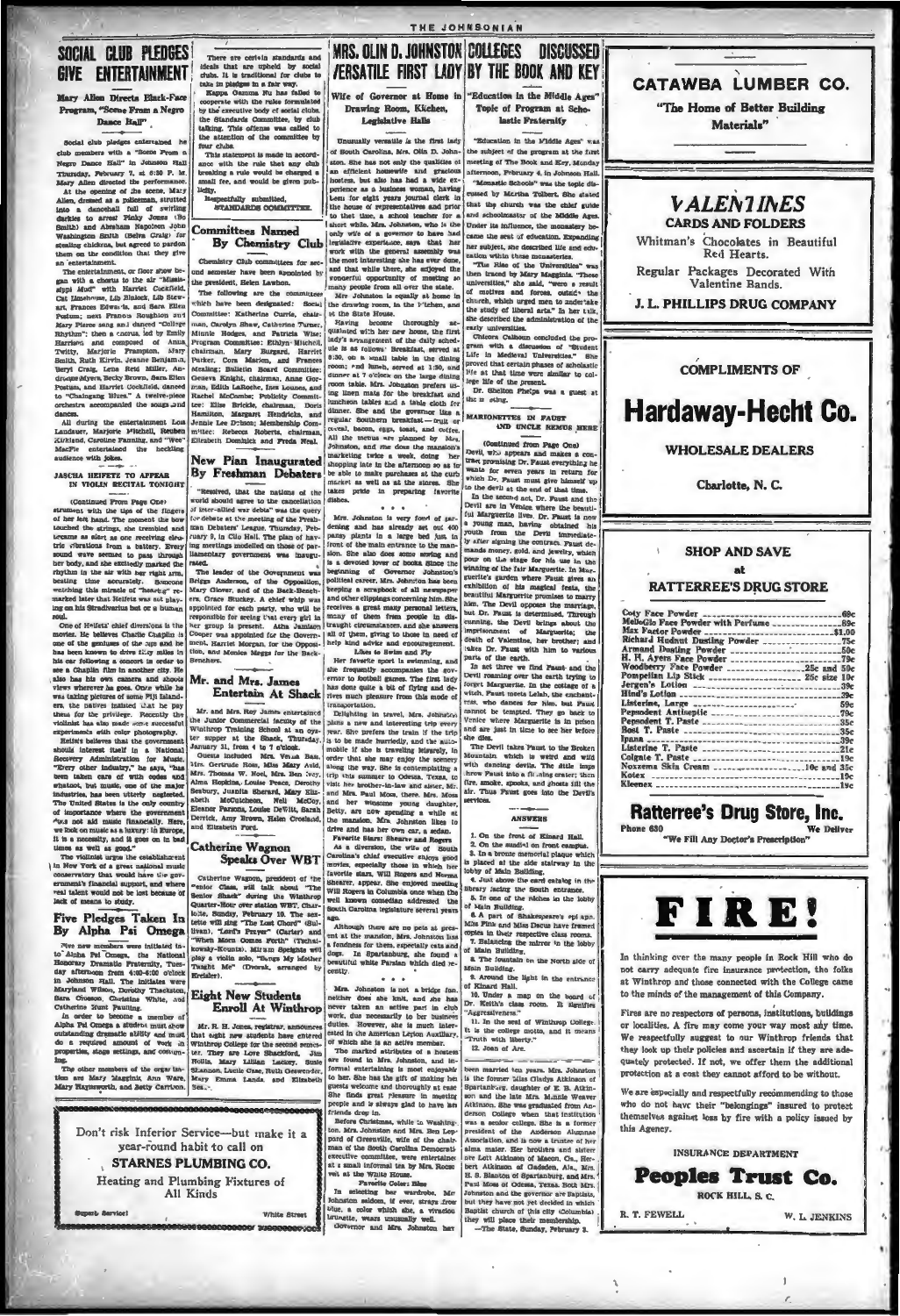## SOCIAL CLUB PLEDGES GIVE ENTERTAINMENT

**Mary Allen Directs Black-Face Program, "Scene From a Negro Dance Hall"**

Social club pledges entertained the club members with a "Scene From a Negro Dance Hall" in Johnson Hall Thursday, February 7, at 6:30 P. M. Mary Allen directed the performance.

At the opening of the scene, Mary Allen, dressed as a policeman, strutted into a dancehall full of swirling darkies to arrest Picky Jones (Bo Smith) and Abraham Napoleon John Washington Smith (Belva Craig) for stealing chickens, but agreed to pardon them on the condition that they give an entertainment.

The entertainment, or floor show began with a chorus to the air "Mississippi Mud" with Harriet Cockfield, Cat Limehouse, Lib Blalock, Lib Stewart, Frances Edwards, and Sara Ellen Postum; next Frances Roughton and Mary Pierce sang and danced "College Rhythm"; then a chorus led by Emily Harrelson and composed of Anna Twitty, Marjorie Frampton, Mary Smith, Ruth Kirvin, Jeanne Benjamin, Beryl Craig, Lena Reid Miller, Andrews Myers, Becky Brown, Sara Ellen Postum, and Harriet Cockfield, danced to "Chaingang Blues." A twelve-piece orchestra accompanied the songs and dances.

All during the entertainment Lois Landauer, Marjorie Mitchell, Reuben Kirkland, Caroline Fanning, and "Wee" MacFie entertained the heckling audience with jokes.

**JASCHA HEIFETZ TO APPEAR IN VIOLIN RECITAL TONIGHT**

(Continued From Page One)

strument with the tips of the fingers of her left hand. The moment she bow touched the strings, she trembled and became as alert as one receiving electric vibrations from a battery. Every sound wave seemed to pass through her body, and she excitedly marked the rhythm in the air with her right arm, beating time accurately. Someone watching this miracle of "hearing" remarked later that Heifetz was not playing on his Stradivarius but on a human soul.

One of Heifetz' chief diversions is the movies. He believes Charlie Chaplin is one of the geniuses of the age and he has been known to drive fifty miles in his car following a concert in order to see a Chaplin film in another city. He also has his own camera and shoots views wherever he goes. Once while he was taking pictures of some Fiji Islanders, the natives insisted that he pay them for the privilege. Recently the violinist has also made some successful experiments with color photography.

Heifetz believes that the government should interest itself in a National Recovery Administration for Music. "Every other industry," he says, "has been taken care of with codes and whatnot, but music, one of the major industries, has been utterly neglected. The United States is the only country of importance where the government does not aid music financially. Here, we look on music as a luxury; in Europe, it is a necessity, and it goes on in bad times as well as good."

The violinist urges the establishment in New York of a great national music conservatory that would have the government's financial support, and where real talent would not be lost because of lack of means to study.

**Five Pledges Taken In By Alpha Psi Omega**

Five new members were initiated into Alpha Psi Omega, the National Honorary Dramatic Fraternity, Tuesday afternoon from 4:00-6:00 o'clock in Johnson Hall. The initiates were Maryland Wilson, Dorothy Thackston, Sara Crosson, Christine White, and Catherine Nunn Faulling.

In order to become a member of Alpha Psi Omega a student must show outstanding dramatic ability and must do a required amount of work in properties, stage settings, and costuming.

The other members of the organization are Mary Maggins, Ann Ware, Mary Haynsworth, and Betty Carrison.

---

There are certain standards and ideals that are upheld by social clubs. It is traditional for clubs to take in pledges in a fair way.

Kappa Gamma Nu has failed to cooperate with the rules formulated by the executive body of social clubs, the Standards Committee, by club talking. This offense was called to the attention of the committee by four clubs.

This statement is made in accordance with the rule that any club breaking a rule would be charged a small fee, and would be given publicity.

Respectfully submitted,
STANDARDS COMMITTEE.

**Committees Named By Chemistry Club**

Chemistry Club committees for second semester have been appointed by the president, Helen Lawhon.

The following are the committees which have been designated: Social Committee: Katherine Currie, chairman, Carolyn Shaw, Catherine Turner, Minnie Rodgers, and Patricia Wise; Program Committee: Ethyle Mitchell, chairman, Mary Burgard, Harriet Parker, Cora Marion, and Frances Mealing; Bulletin Board Committee: Geneva Knight, chairman, Anne Gorman, Edith LaRoche, Ines Lounes, and Rachel McCombs; Publicity Committee: Elise Brickle, chairman, Doris Hamilton, Margaret Hendricks, and Jennie Lee Dixson; Membership Committee: Rebecca Roberts, chairman, Elizabeth Domnick and Freda Neal.

**New Plan Inaugurated By Freshman Debaters**

"Resolved, that the nations of the world should agree to the cancellation of inter-allied war debts" was the query for debate at the meeting of the Freshman Debaters' League, Thursday, February 8, in Clio Hall. The plan of having meetings modelled on those of parliamentary government was inaugurated.

The leader of the Government was Briggs Anderson, of the Opposition, Mary Glover, and of the Back-Benchers, Grace Stuckey. A chief whip was appointed for each party, who will be responsible for seeing that every girl in her group is present. Atha Jamison Cooper was appointed for the Government, Harriet Morgan for the Opposition, and Monica Meggs for the Back-Benchers.

**Mr. and Mrs. James Entertain At Shack**

Mr. and Mrs. Roy James entertained the Junior Commercial faculty of the Winthrop Training School at an oyster supper at the Shack, Thursday, January 31, from 4 to 7 o'clock.

Guests included Mrs. Venus Bass, Mrs. Gertrude Ross, Miss Mary Auld, Mrs. Thomas W. Noel, Mrs. Ben Ivey, Alma Hopkins, Louise Pence, Dorothy Seabury, Juanita Sherard, Mary Elizabeth McCutcheon, Nell McCoy, Eleanor Parsons, Louise DeWitt, Sarah Derrick, Amy Brown, Helen Crosland, and Elizabeth Ford.

**Catherine Wagnon Speaks Over WBT**

Catherine Wagnon, president of the Senior Class, will talk about "The Senior Shack" during the Winthrop Quarter-Hour over station WBT, Charlotte, Sunday, February 10. The sextette will sing "The Lost Chord" (Sullivan), "Lord's Prayer" (Carter) and "When Morn Comes Forth" (Tschaikowsky-Kountz). Miriam Speights will play a violin solo, "Songs My Mother Taught Me" (Dvorak, arranged by Kreisler).

**Eight New Students Enroll At Winthrop**

Mr. R. H. Jones, registrar, announces that eight new students have entered Winthrop College for the second semester. They are Lora Shackford, Jim Hollis, Mary Lillian Lackey, Susie Shannon, Lucile Case, Ruth Ostwender, Mary Emma Landa and Elizabeth Bea...

---

Don't risk Inferior Service—but make it a year-round habit to call on

**STARNES PLUMBING CO.**

Heating and Plumbing Fixtures of All Kinds

Superb Service! — White Street

---

## MRS. OLIN D. JOHNSTON VERSATILE FIRST LADY

**Wife of Governor at Home in Drawing Room, Kitchen, Legislative Halls**

Unusually versatile is the first lady of South Carolina, Mrs. Olin D. Johnston. She has not only the qualities of an efficient housewife and gracious hostess, but also has had a wide experience as a business woman, having been for eight years journal clerk in the house of representatives and prior to that time, a school teacher for a short while. Mrs. Johnston, who is the only wife of a governor to have had legislative experience, says that her work with the general assembly was the most interesting she has ever done, and that while there, she enjoyed the wonderful opportunity of meeting so many people from all over the state.

Mrs. Johnston is equally at home in the drawing room, in the kitchen, and at the State House.

Having become thoroughly acquainted with her new home, the first lady's arrangement of the daily schedule is as follows: Breakfast, served at 8:30, on a small table in the dining room; and lunch, served at 1:30, and dinner at 7 o'clock on the large dining room table. Mrs. Johnston prefers using linen mats for the breakfast and luncheon tables and a table cloth for dinner. She and the governor like a regular Southern breakfast—fruit or cereal, bacon, eggs, toast, and coffee. All the menus are planned by Mrs. Johnston, and she does the mansion's marketing twice a week, doing her shopping late in the afternoon so as to be able to make purchases at the curb market as well as at the stores. She takes pride in preparing favorite dishes.

\* \* \*

Mrs. Johnston is very fond of gardening and has already set out 400 pansy plants in a large bed just in front of the main entrance to the mansion. She also does some sewing and is a devoted lover of books. Since the beginning of Governor Johnston's political career, Mrs. Johnston has been keeping a scrapbook of all newspaper and other clippings concerning him. She receives a great many personal letters, many of them from people in distraught circumstances, and she answers all of them, giving to those in need of help kind advice and encouragement.

**Likes to Swim and Fly**

Her favorite sport is swimming, and she frequently accompanies the governor to football games. The first lady has done quite a bit of flying and derives much pleasure from this mode of transportation.

Delighting in travel, Mrs. Johnston plans a new and interesting trip every year. She prefers the train if the trip is to be made hurriedly, and the automobile if she is traveling leisurely, in order that she may enjoy the scenery along the way. She is contemplating a trip this summer to Odessa, Texas, to visit her brother-in-law and sister, Mr. and Mrs. Paul Moss, there. Mrs. Moss and her winsome young daughter, Betty, are now spending a while at the mansion. Mrs. Johnston likes to drive and has her own car, a sedan.

**Favorite Stars: Shearer and Rogers**

As a diversion, the wife of South Carolina's chief executive enjoys good movies, especially those in which her favorite stars, Will Rogers and Norma Shearer, appear. She enjoyed meeting Will Rogers in Columbia once when the well known comedian addressed the South Carolina legislature several years ago.

Although there are no pets at present at the mansion, Mrs. Johnston has a fondness for them, especially cats and dogs. In Spartanburg, she found a beautiful white Persian which died recently.

\* \* \*

Mrs. Johnston is not a bridge fan, neither does she knit, and she has never taken an active part in club work, due necessarily to her business duties. However, she is much interested in the American Legion Auxiliary, of which she is an active member.

The marked attributes of a hostess are found in Mrs. Johnston, and informal entertaining is most enjoyable to her. She has the gift of making her guests welcome and thoroughly at ease. She finds great pleasure in meeting people and is always glad to have her friends drop in.

Before Christmas, while in Washington, Mrs. Johnston and Mrs. Ben Leppard of Greenville, wife of the chairman of the South Carolina Democratic executive committee, were entertained at a small informal tea by Mrs. Roosevelt at the White House.

**Favorite Color: Blue**

In selecting her wardrobe, Mrs. Johnston seldom, if ever, strays from blue, a color which she, a vivacious brunette, wears unusually well.

Governor and Mrs. Johnston have been married ten years. Mrs. Johnston is the former Miss Gladys Atkinson of Spartanburg, daughter of E. B. Atkinson and the late Mrs. Minnie Weaver Atkinson. She was graduated from Anderson College when that institution was a senior college. She is a former president of the Anderson Alumnae Association, and is now a trustee of her alma mater. Her brothers and sisters are Lott Atkinson of Macon, Ga., Herbert Atkinson of Gadsden, Ala., Mrs. H. S. Blanton of Spartanburg, and Mrs. Paul Moss of Odessa, Texas. Both Mrs. Johnston and the governor are Baptists, but they have not yet decided in which Baptist church of this city (Columbia) they will place their membership.

—The State, Sunday, February 3.

---

## COLLEGES DISCUSSED BY THE BOOK AND KEY

**"Education in the Middle Ages" Topic of Program at Scholastic Fraternity**

"Education in the Middle Ages" was the subject of the program at the first meeting of The Book and Key, Monday afternoon, February 4, in Johnson Hall.

"Monastic Schools" was the topic discussed by Martha Tolbert. She stated that the church was the chief guide and schoolmaster of the Middle Ages. Under its influence, the monastery became the seat of education. Expanding her subject, she described life and education within these monasteries.

"The Rise of the Universities" was then traced by Mary Maggins. "These universities," she said, "were a result of motives and forces outside the church, which urged men to undertake the study of liberal arts." In her talk, she described the administration of the early universities.

Chicora Calhoun concluded the program with a discussion of "Student Life in Medieval Universities." She proved that certain phases of scholastic life at that time were similar to college life of the present.

Dr. Shelton Phelps was a guest at the meeting.

**MARIONETTES IN FAUST AND UNCLE REMUS HERE**

(Continued from Page One)

Devil, who appears and makes a contract promising Dr. Faust everything he wants for seven years in return for which Dr. Faust must give himself up to the devil at the end of that time.

In the second act, Dr. Faust and the Devil are in Venice where the beautiful Marguerite lives. Dr. Faust is now a young man, having obtained his youth from the Devil immediately after signing the contract. Faust demands money, gold, and jewelry, which pour on the stage for his use in the winning of the fair Marguerite. In Marguerite's garden where Faust gives an exhibition of his magical feats, the beautiful Marguerite promises to marry him. The Devil opposes the marriage, but Dr. Faust is determined. Through cunning, the Devil brings about the imprisonment of Marguerite; the death of Valentine, her brother; and takes Dr. Faust with him to various parts of the earth.

In act three we find Faust and the Devil roaming over the earth trying to forget Marguerite. In the cottage of a witch, Faust meets Lelah, the enchantress, who dances for him, but Faust cannot be tempted. They go back to Venice where Marguerite is in prison and are just in time to see her before she dies.

The Devil takes Faust to the Broken Mountain, which is weird and wild with dancing devils. The little imps throw Faust into a flaming crater; then fire, smoke, spooks, and ghosts fill the air. Thus Faust goes into the Devil's services.

**ANSWERS**

1. On the front of Kinard Hall.
2. On the sundial on front campus.
3. In a bronze memorial plaque which is placed at the side stairway in the lobby of Main Building.
4. Just above the card catalog in the library facing the South entrance.
5. In one of the niches in the lobby of Main Building.
6. A part of Shakespeare's epitaph. Miss Fink and Miss Decus have framed copies in their respective class rooms.
7. Balancing the mirror in the lobby of Main Building.
8. The fountain on the North side of Main Building.
9. Around the light in the entrance of Kinard Hall.
10. Under a map on the board of Dr. Keith's class room. It signifies "Aggressiveness."
11. In the seal of Winthrop College. It is the college motto, and it means "Truth with liberty."
12. Joan of Arc.

---

**CATAWBA LUMBER CO.**

"The Home of Better Building Materials"

---

**VALENTINES**

**CARDS AND FOLDERS**

Whitman's Chocolates in Beautiful Red Hearts.

Regular Packages Decorated With Valentine Bands.

**J. L. PHILLIPS DRUG COMPANY**

---

COMPLIMENTS OF

**Hardaway-Hecht Co.**

WHOLESALE DEALERS

Charlotte, N. C.

---

**SHOP AND SAVE at RATTERREE'S DRUG STORE**

| | |
|---|---|
| Coty Face Powder | .69c |
| MelloGlo Face Powder with Perfume | .89c |
| Max Factor Powder | $1.00 |
| Richard Hudnut Dusting Powder | .75c |
| Armand Dusting Powder | .75c |
| H. H. Ayers Face Powder | .50c |
| Woodbury Face Powder | 25c and 50c |
| Pompeiian Lip Stick | 25c size 10c |
| Jergen's Lotion | .39c |
| Hind's Lotion | .39c |
| Listerine, Large | .59c |
| Pepsodent Antiseptic | .79c |
| Pepsodent T. Paste | .35c |
| Best T. Paste | .35c |
| Ipana | .39c |
| Listerine T. Paste | .21c |
| Colgate T. Paste | .19c |
| Noxzema Skin Cream | 10c and 35c |
| Kotex | .19c |
| Kleenex | .19c |

**Ratterree's Drug Store, Inc.**

Phone 630 — We Deliver

"We Fill Any Doctor's Prescription"

---

**FIRE!**

In thinking over the many people in Rock Hill who do not carry adequate fire insurance protection, the folks at Winthrop and those connected with the College came to the minds of the management of this Company.

Fires are no respectors of persons, institutions, buildings or localities. A fire may come your way most any time. We respectfully suggest to our Winthrop friends that they look up their policies and ascertain if they are adequately protected. If not, we offer them the additional protection at a cost they cannot afford to be without.

We are especially and respectfully recommending to those who do not have their "belongings" insured to protect themselves against loss by fire with a policy issued by this Agency.

INSURANCE DEPARTMENT

**Peoples Trust Co.**

ROCK HILL, S. C.

R. T. FEWELL — W. L. JENKINS